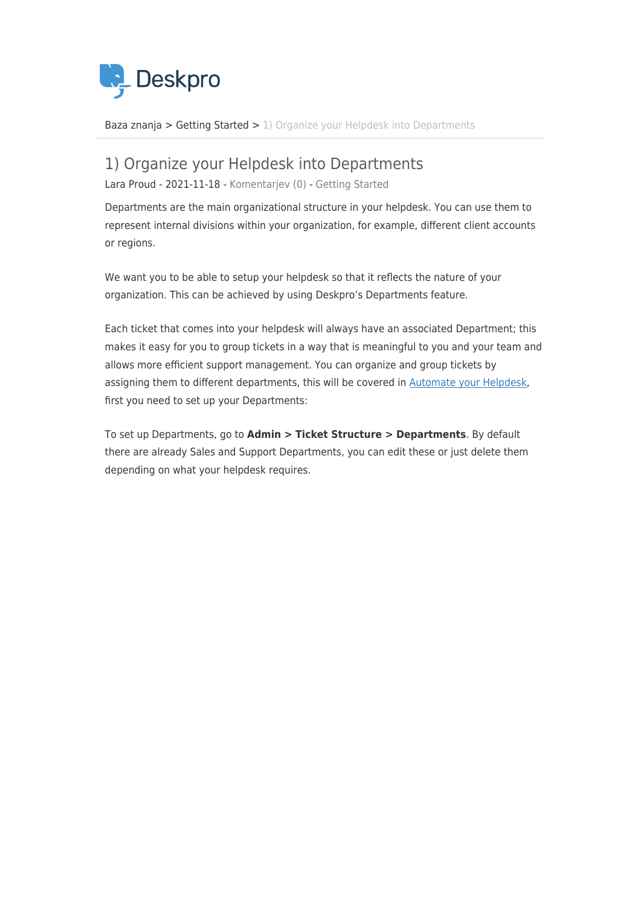Baza znanja > Getting Started > 1) Organize your Helpdesk into Departments

# 1) Organize your Helpdesk into Departments

Lara Proud - 2021-11-18 - Komentarjev (0) - Getting Started

Departments are the main organizational structure in your helpdesk. You can use them to represent internal divisions within your organization, for example, different client accounts or regions.

We want you to be able to setup your helpdesk so that it reflects the nature of your organization. This can be achieved by using Deskpro's Departments feature.

Each ticket that comes into your helpdesk will always have an associated Department; this makes it easy for you to group tickets in a way that is meaningful to you and your team and allows more efficient support management. You can organize and group tickets by assigning them to different departments, this will be covered in Automate your Helpdesk, first you need to set up your Departments:

To set up Departments, go to **Admin > Ticket Structure > Departments**. By default there are already Sales and Support Departments, you can edit these or just delete them depending on what your helpdesk requires.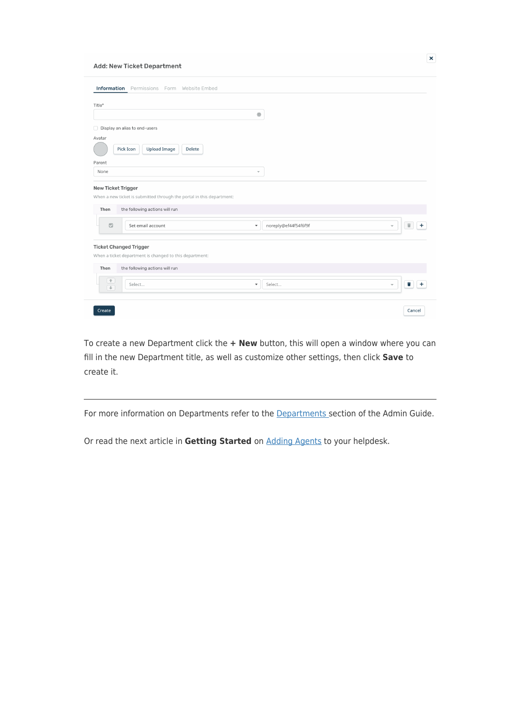Add: New Ticket Department

Information | Permissions | Form | Website Embed

Title*

Display an alias to end-users

Avatar

Pick Icon | Upload Image | Delete

Parent

None

New Ticket Trigger

When a new ticket is submitted through the portal in this department:

Then the following actions will run

Set email account | noreply@ef44f54f6f9f

Ticket Changed Trigger

When a ticket department is changed to this department:

Then the following actions will run

Select... | Select...

Create | Cancel

To create a new Department click the **+ New** button, this will open a window where you can fill in the new Department title, as well as customize other settings, then click **Save** to create it.

---

For more information on Departments refer to the Departments section of the Admin Guide.

Or read the next article in **Getting Started** on Adding Agents to your helpdesk.